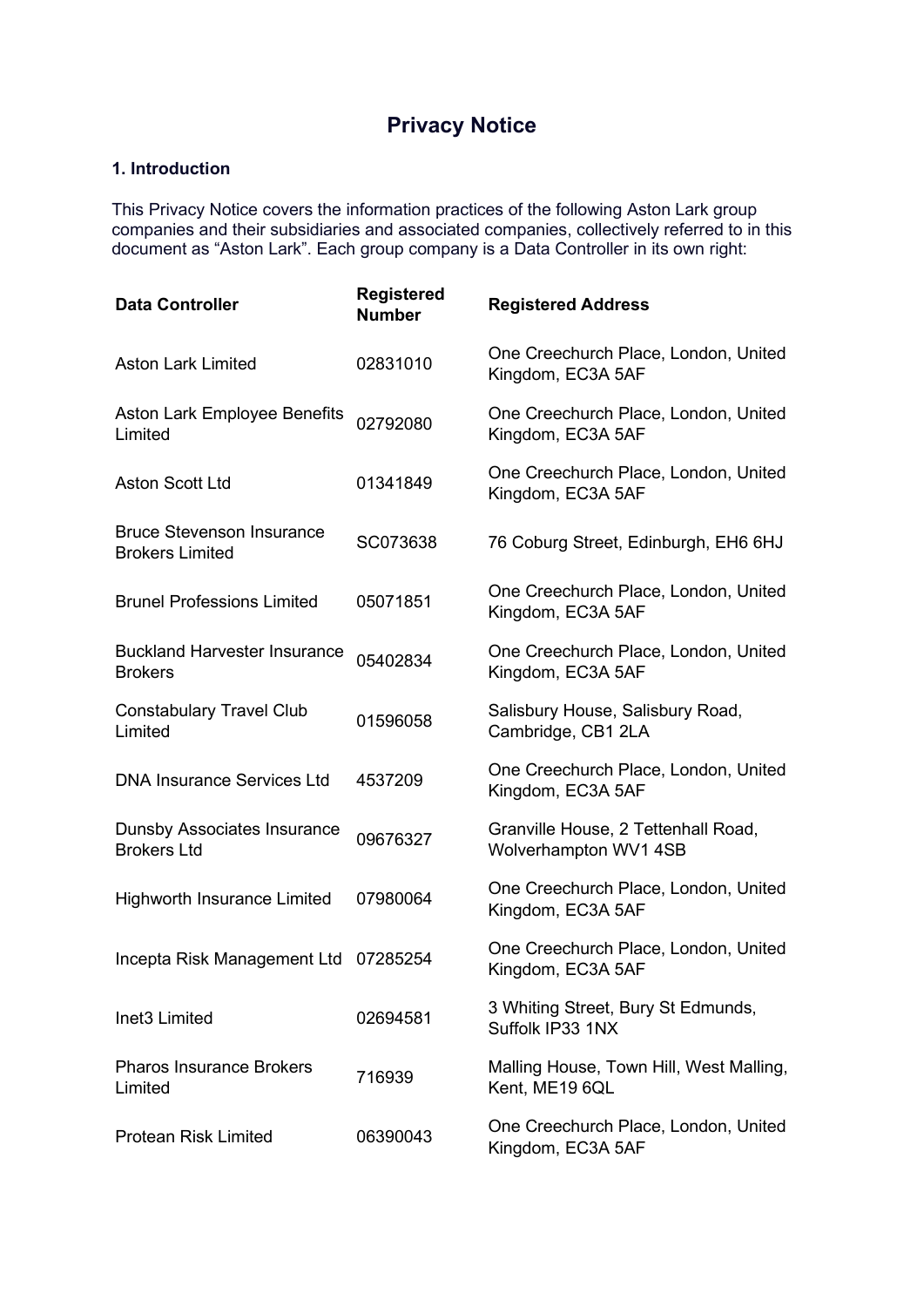# Privacy Notice

## 1. Introduction

This Privacy Notice covers the information practices of the following Aston Lark group companies and their subsidiaries and associated companies, collectively referred to in this document as "Aston Lark". Each group company is a Data Controller in its own right:

| Data Controller | Registered Number | Registered Address |
|---|---|---|
| Aston Lark Limited | 02831010 | One Creechurch Place, London, United Kingdom, EC3A 5AF |
| Aston Lark Employee Benefits Limited | 02792080 | One Creechurch Place, London, United Kingdom, EC3A 5AF |
| Aston Scott Ltd | 01341849 | One Creechurch Place, London, United Kingdom, EC3A 5AF |
| Bruce Stevenson Insurance Brokers Limited | SC073638 | 76 Coburg Street, Edinburgh, EH6 6HJ |
| Brunel Professions Limited | 05071851 | One Creechurch Place, London, United Kingdom, EC3A 5AF |
| Buckland Harvester Insurance Brokers | 05402834 | One Creechurch Place, London, United Kingdom, EC3A 5AF |
| Constabulary Travel Club Limited | 01596058 | Salisbury House, Salisbury Road, Cambridge, CB1 2LA |
| DNA Insurance Services Ltd | 4537209 | One Creechurch Place, London, United Kingdom, EC3A 5AF |
| Dunsby Associates Insurance Brokers Ltd | 09676327 | Granville House, 2 Tettenhall Road, Wolverhampton WV1 4SB |
| Highworth Insurance Limited | 07980064 | One Creechurch Place, London, United Kingdom, EC3A 5AF |
| Incepta Risk Management Ltd | 07285254 | One Creechurch Place, London, United Kingdom, EC3A 5AF |
| Inet3 Limited | 02694581 | 3 Whiting Street, Bury St Edmunds, Suffolk IP33 1NX |
| Pharos Insurance Brokers Limited | 716939 | Malling House, Town Hill, West Malling, Kent, ME19 6QL |
| Protean Risk Limited | 06390043 | One Creechurch Place, London, United Kingdom, EC3A 5AF |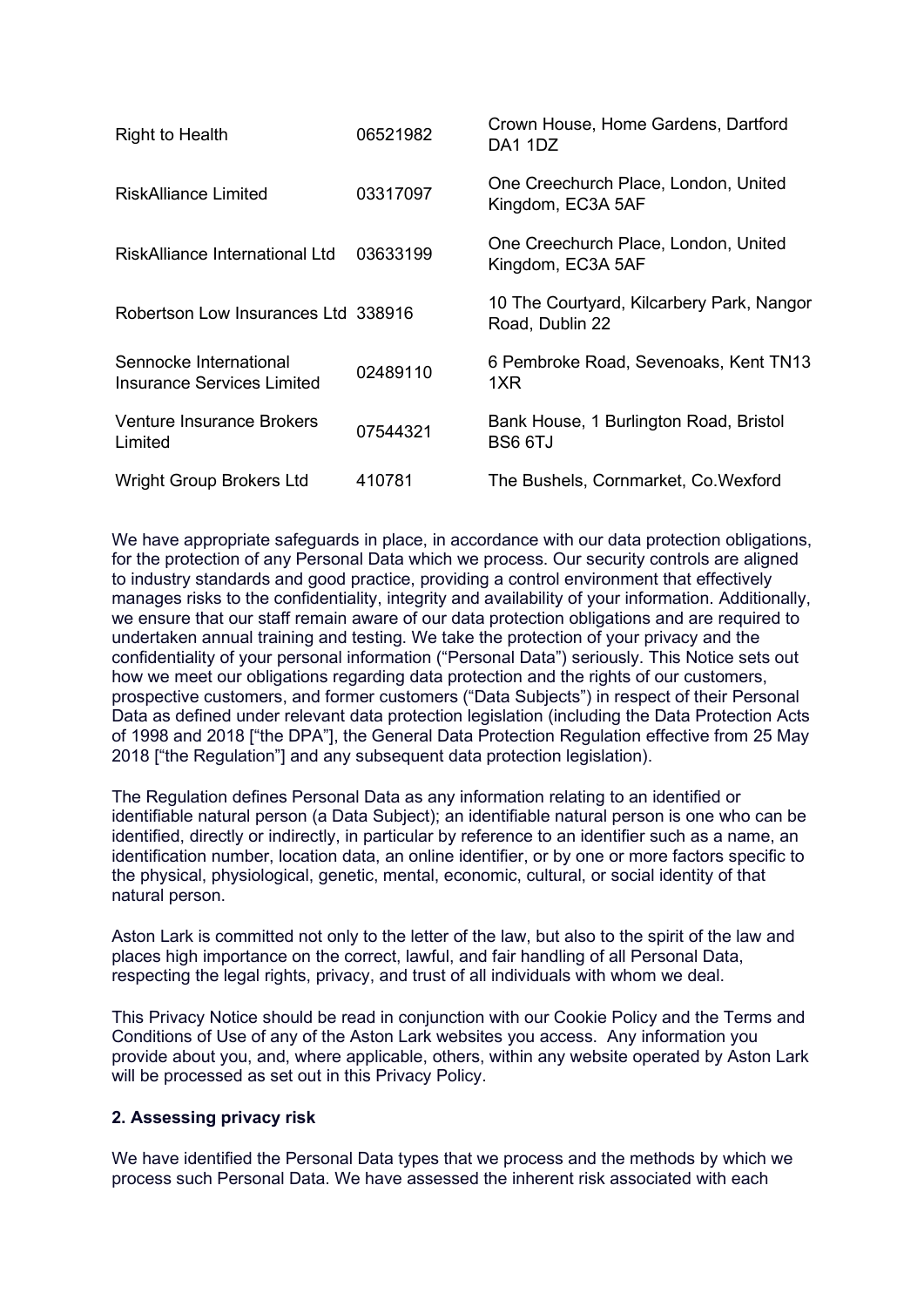| | | |
|---|---|---|
| Right to Health | 06521982 | Crown House, Home Gardens, Dartford DA1 1DZ |
| RiskAlliance Limited | 03317097 | One Creechurch Place, London, United Kingdom, EC3A 5AF |
| RiskAlliance International Ltd | 03633199 | One Creechurch Place, London, United Kingdom, EC3A 5AF |
| Robertson Low Insurances Ltd | 338916 | 10 The Courtyard, Kilcarbery Park, Nangor Road, Dublin 22 |
| Sennocke International Insurance Services Limited | 02489110 | 6 Pembroke Road, Sevenoaks, Kent TN13 1XR |
| Venture Insurance Brokers Limited | 07544321 | Bank House, 1 Burlington Road, Bristol BS6 6TJ |
| Wright Group Brokers Ltd | 410781 | The Bushels, Cornmarket, Co.Wexford |

We have appropriate safeguards in place, in accordance with our data protection obligations, for the protection of any Personal Data which we process. Our security controls are aligned to industry standards and good practice, providing a control environment that effectively manages risks to the confidentiality, integrity and availability of your information. Additionally, we ensure that our staff remain aware of our data protection obligations and are required to undertaken annual training and testing. We take the protection of your privacy and the confidentiality of your personal information ("Personal Data") seriously. This Notice sets out how we meet our obligations regarding data protection and the rights of our customers, prospective customers, and former customers ("Data Subjects") in respect of their Personal Data as defined under relevant data protection legislation (including the Data Protection Acts of 1998 and 2018 ["the DPA"], the General Data Protection Regulation effective from 25 May 2018 ["the Regulation"] and any subsequent data protection legislation).

The Regulation defines Personal Data as any information relating to an identified or identifiable natural person (a Data Subject); an identifiable natural person is one who can be identified, directly or indirectly, in particular by reference to an identifier such as a name, an identification number, location data, an online identifier, or by one or more factors specific to the physical, physiological, genetic, mental, economic, cultural, or social identity of that natural person.

Aston Lark is committed not only to the letter of the law, but also to the spirit of the law and places high importance on the correct, lawful, and fair handling of all Personal Data, respecting the legal rights, privacy, and trust of all individuals with whom we deal.

This Privacy Notice should be read in conjunction with our Cookie Policy and the Terms and Conditions of Use of any of the Aston Lark websites you access. Any information you provide about you, and, where applicable, others, within any website operated by Aston Lark will be processed as set out in this Privacy Policy.

## 2. Assessing privacy risk

We have identified the Personal Data types that we process and the methods by which we process such Personal Data. We have assessed the inherent risk associated with each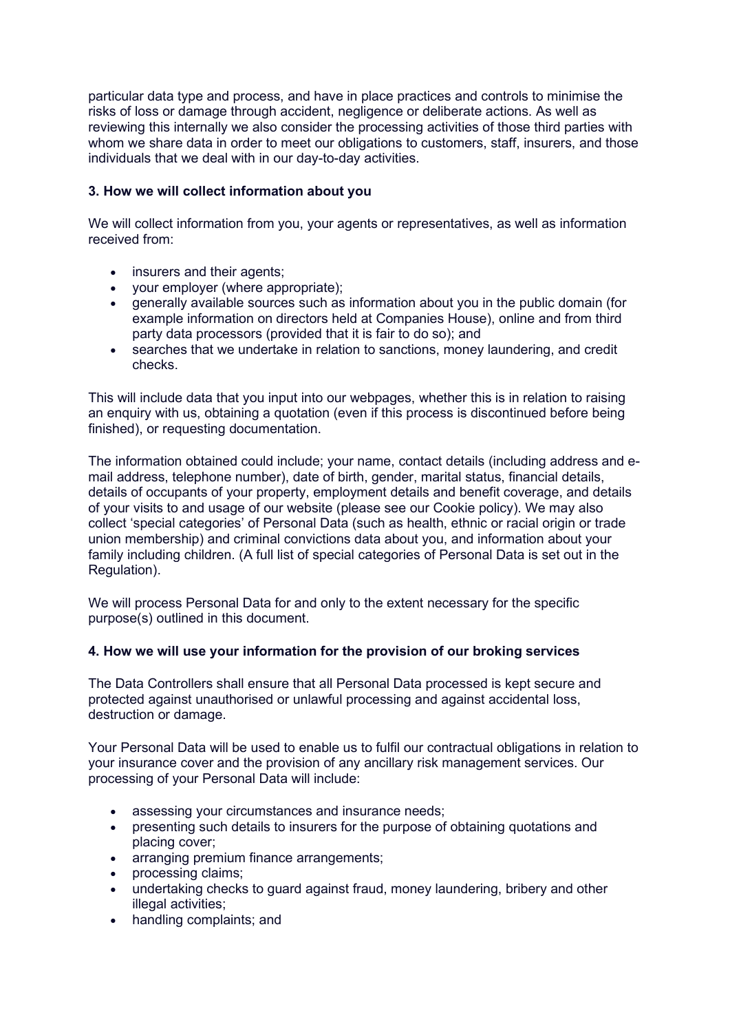particular data type and process, and have in place practices and controls to minimise the risks of loss or damage through accident, negligence or deliberate actions. As well as reviewing this internally we also consider the processing activities of those third parties with whom we share data in order to meet our obligations to customers, staff, insurers, and those individuals that we deal with in our day-to-day activities.

**3. How we will collect information about you**

We will collect information from you, your agents or representatives, as well as information received from:

- insurers and their agents;
- your employer (where appropriate);
- generally available sources such as information about you in the public domain (for example information on directors held at Companies House), online and from third party data processors (provided that it is fair to do so); and
- searches that we undertake in relation to sanctions, money laundering, and credit checks.

This will include data that you input into our webpages, whether this is in relation to raising an enquiry with us, obtaining a quotation (even if this process is discontinued before being finished), or requesting documentation.

The information obtained could include; your name, contact details (including address and e-mail address, telephone number), date of birth, gender, marital status, financial details, details of occupants of your property, employment details and benefit coverage, and details of your visits to and usage of our website (please see our Cookie policy). We may also collect 'special categories' of Personal Data (such as health, ethnic or racial origin or trade union membership) and criminal convictions data about you, and information about your family including children. (A full list of special categories of Personal Data is set out in the Regulation).

We will process Personal Data for and only to the extent necessary for the specific purpose(s) outlined in this document.

**4. How we will use your information for the provision of our broking services**

The Data Controllers shall ensure that all Personal Data processed is kept secure and protected against unauthorised or unlawful processing and against accidental loss, destruction or damage.

Your Personal Data will be used to enable us to fulfil our contractual obligations in relation to your insurance cover and the provision of any ancillary risk management services. Our processing of your Personal Data will include:

- assessing your circumstances and insurance needs;
- presenting such details to insurers for the purpose of obtaining quotations and placing cover;
- arranging premium finance arrangements;
- processing claims;
- undertaking checks to guard against fraud, money laundering, bribery and other illegal activities;
- handling complaints; and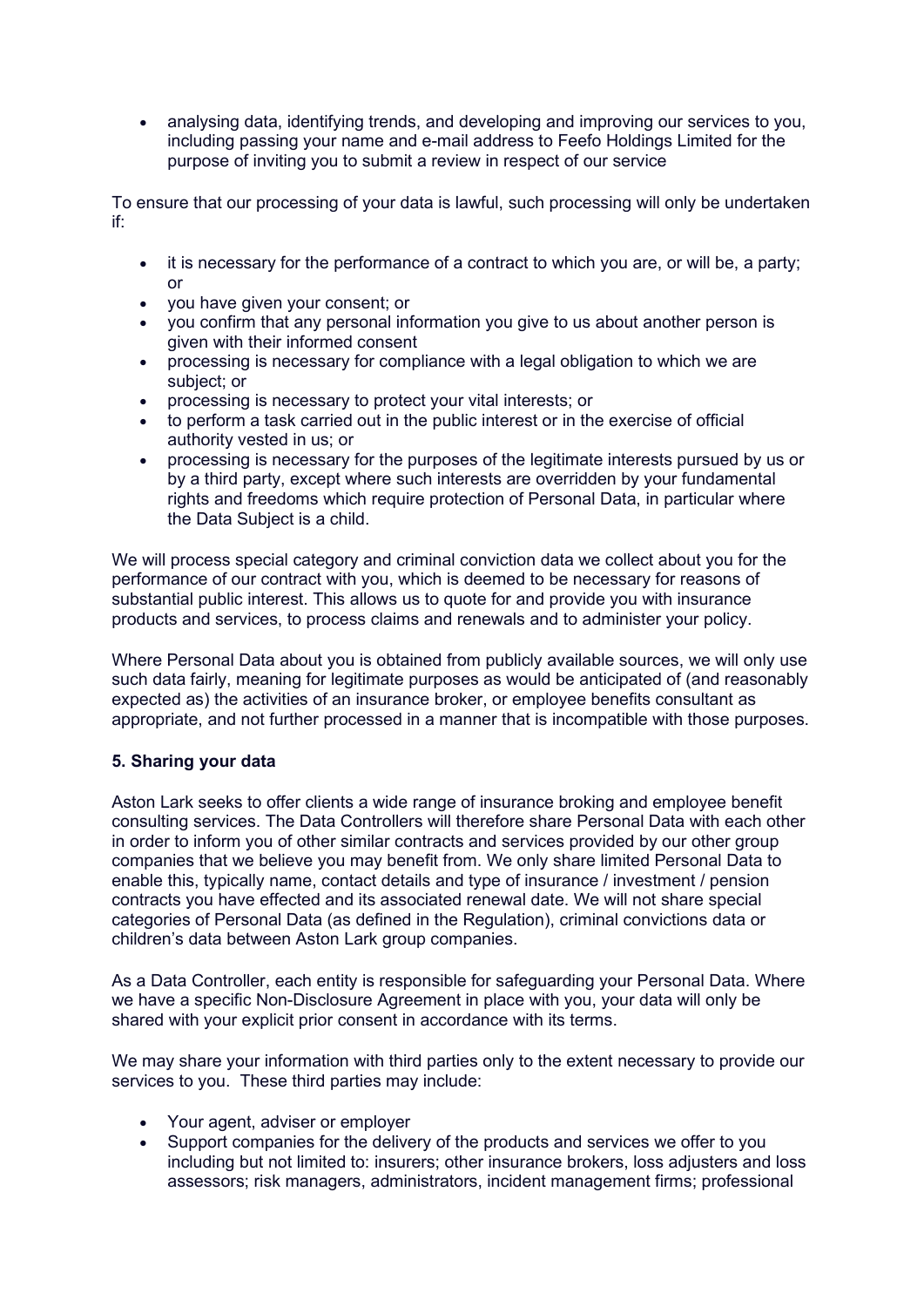- analysing data, identifying trends, and developing and improving our services to you, including passing your name and e-mail address to Feefo Holdings Limited for the purpose of inviting you to submit a review in respect of our service

To ensure that our processing of your data is lawful, such processing will only be undertaken if:

- it is necessary for the performance of a contract to which you are, or will be, a party; or
- you have given your consent; or
- you confirm that any personal information you give to us about another person is given with their informed consent
- processing is necessary for compliance with a legal obligation to which we are subject; or
- processing is necessary to protect your vital interests; or
- to perform a task carried out in the public interest or in the exercise of official authority vested in us; or
- processing is necessary for the purposes of the legitimate interests pursued by us or by a third party, except where such interests are overridden by your fundamental rights and freedoms which require protection of Personal Data, in particular where the Data Subject is a child.

We will process special category and criminal conviction data we collect about you for the performance of our contract with you, which is deemed to be necessary for reasons of substantial public interest. This allows us to quote for and provide you with insurance products and services, to process claims and renewals and to administer your policy.

Where Personal Data about you is obtained from publicly available sources, we will only use such data fairly, meaning for legitimate purposes as would be anticipated of (and reasonably expected as) the activities of an insurance broker, or employee benefits consultant as appropriate, and not further processed in a manner that is incompatible with those purposes.

**5. Sharing your data**

Aston Lark seeks to offer clients a wide range of insurance broking and employee benefit consulting services. The Data Controllers will therefore share Personal Data with each other in order to inform you of other similar contracts and services provided by our other group companies that we believe you may benefit from. We only share limited Personal Data to enable this, typically name, contact details and type of insurance / investment / pension contracts you have effected and its associated renewal date. We will not share special categories of Personal Data (as defined in the Regulation), criminal convictions data or children's data between Aston Lark group companies.

As a Data Controller, each entity is responsible for safeguarding your Personal Data. Where we have a specific Non-Disclosure Agreement in place with you, your data will only be shared with your explicit prior consent in accordance with its terms.

We may share your information with third parties only to the extent necessary to provide our services to you. These third parties may include:

- Your agent, adviser or employer
- Support companies for the delivery of the products and services we offer to you including but not limited to: insurers; other insurance brokers, loss adjusters and loss assessors; risk managers, administrators, incident management firms; professional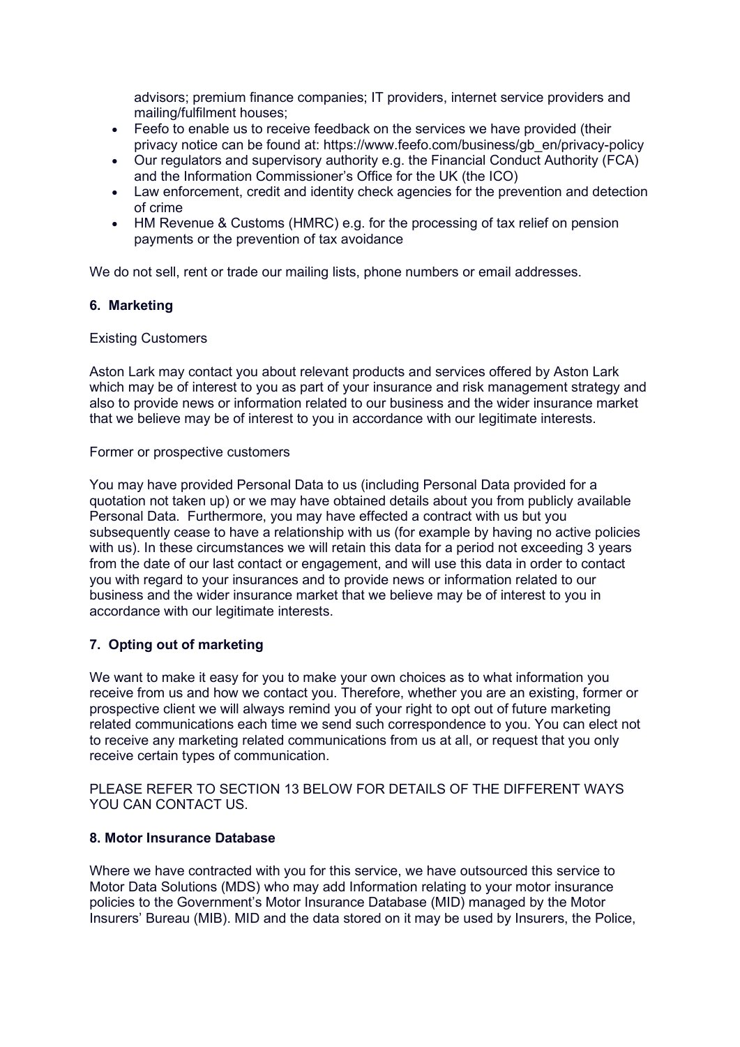advisors; premium finance companies; IT providers, internet service providers and mailing/fulfilment houses;

- Feefo to enable us to receive feedback on the services we have provided (their privacy notice can be found at: https://www.feefo.com/business/gb_en/privacy-policy
- Our regulators and supervisory authority e.g. the Financial Conduct Authority (FCA) and the Information Commissioner's Office for the UK (the ICO)
- Law enforcement, credit and identity check agencies for the prevention and detection of crime
- HM Revenue & Customs (HMRC) e.g. for the processing of tax relief on pension payments or the prevention of tax avoidance

We do not sell, rent or trade our mailing lists, phone numbers or email addresses.

**6. Marketing**

Existing Customers

Aston Lark may contact you about relevant products and services offered by Aston Lark which may be of interest to you as part of your insurance and risk management strategy and also to provide news or information related to our business and the wider insurance market that we believe may be of interest to you in accordance with our legitimate interests.

Former or prospective customers

You may have provided Personal Data to us (including Personal Data provided for a quotation not taken up) or we may have obtained details about you from publicly available Personal Data. Furthermore, you may have effected a contract with us but you subsequently cease to have a relationship with us (for example by having no active policies with us). In these circumstances we will retain this data for a period not exceeding 3 years from the date of our last contact or engagement, and will use this data in order to contact you with regard to your insurances and to provide news or information related to our business and the wider insurance market that we believe may be of interest to you in accordance with our legitimate interests.

**7. Opting out of marketing**

We want to make it easy for you to make your own choices as to what information you receive from us and how we contact you. Therefore, whether you are an existing, former or prospective client we will always remind you of your right to opt out of future marketing related communications each time we send such correspondence to you. You can elect not to receive any marketing related communications from us at all, or request that you only receive certain types of communication.

PLEASE REFER TO SECTION 13 BELOW FOR DETAILS OF THE DIFFERENT WAYS YOU CAN CONTACT US.

**8. Motor Insurance Database**

Where we have contracted with you for this service, we have outsourced this service to Motor Data Solutions (MDS) who may add Information relating to your motor insurance policies to the Government's Motor Insurance Database (MID) managed by the Motor Insurers' Bureau (MIB). MID and the data stored on it may be used by Insurers, the Police,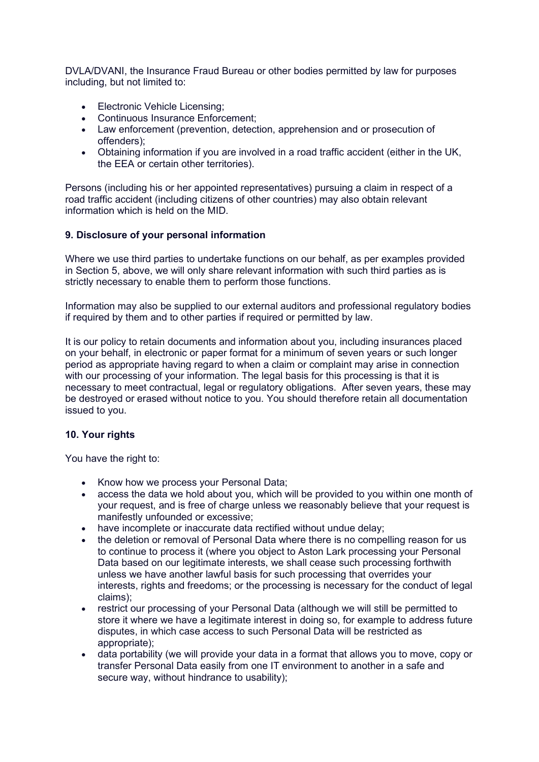DVLA/DVANI, the Insurance Fraud Bureau or other bodies permitted by law for purposes including, but not limited to:

- Electronic Vehicle Licensing;
- Continuous Insurance Enforcement;
- Law enforcement (prevention, detection, apprehension and or prosecution of offenders);
- Obtaining information if you are involved in a road traffic accident (either in the UK, the EEA or certain other territories).

Persons (including his or her appointed representatives) pursuing a claim in respect of a road traffic accident (including citizens of other countries) may also obtain relevant information which is held on the MID.

**9. Disclosure of your personal information**

Where we use third parties to undertake functions on our behalf, as per examples provided in Section 5, above, we will only share relevant information with such third parties as is strictly necessary to enable them to perform those functions.

Information may also be supplied to our external auditors and professional regulatory bodies if required by them and to other parties if required or permitted by law.

It is our policy to retain documents and information about you, including insurances placed on your behalf, in electronic or paper format for a minimum of seven years or such longer period as appropriate having regard to when a claim or complaint may arise in connection with our processing of your information. The legal basis for this processing is that it is necessary to meet contractual, legal or regulatory obligations. After seven years, these may be destroyed or erased without notice to you. You should therefore retain all documentation issued to you.

**10. Your rights**

You have the right to:

- Know how we process your Personal Data;
- access the data we hold about you, which will be provided to you within one month of your request, and is free of charge unless we reasonably believe that your request is manifestly unfounded or excessive;
- have incomplete or inaccurate data rectified without undue delay;
- the deletion or removal of Personal Data where there is no compelling reason for us to continue to process it (where you object to Aston Lark processing your Personal Data based on our legitimate interests, we shall cease such processing forthwith unless we have another lawful basis for such processing that overrides your interests, rights and freedoms; or the processing is necessary for the conduct of legal claims);
- restrict our processing of your Personal Data (although we will still be permitted to store it where we have a legitimate interest in doing so, for example to address future disputes, in which case access to such Personal Data will be restricted as appropriate);
- data portability (we will provide your data in a format that allows you to move, copy or transfer Personal Data easily from one IT environment to another in a safe and secure way, without hindrance to usability);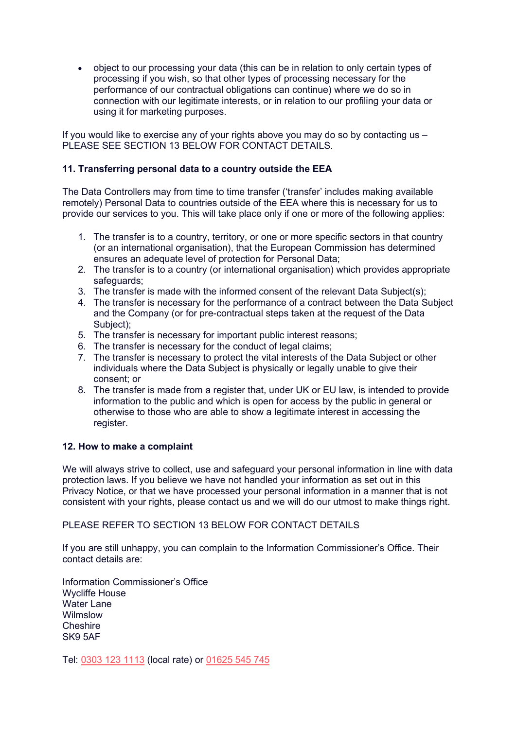- object to our processing your data (this can be in relation to only certain types of processing if you wish, so that other types of processing necessary for the performance of our contractual obligations can continue) where we do so in connection with our legitimate interests, or in relation to our profiling your data or using it for marketing purposes.

If you would like to exercise any of your rights above you may do so by contacting us – PLEASE SEE SECTION 13 BELOW FOR CONTACT DETAILS.

**11. Transferring personal data to a country outside the EEA**

The Data Controllers may from time to time transfer ('transfer' includes making available remotely) Personal Data to countries outside of the EEA where this is necessary for us to provide our services to you. This will take place only if one or more of the following applies:

1. The transfer is to a country, territory, or one or more specific sectors in that country (or an international organisation), that the European Commission has determined ensures an adequate level of protection for Personal Data;
2. The transfer is to a country (or international organisation) which provides appropriate safeguards;
3. The transfer is made with the informed consent of the relevant Data Subject(s);
4. The transfer is necessary for the performance of a contract between the Data Subject and the Company (or for pre-contractual steps taken at the request of the Data Subject);
5. The transfer is necessary for important public interest reasons;
6. The transfer is necessary for the conduct of legal claims;
7. The transfer is necessary to protect the vital interests of the Data Subject or other individuals where the Data Subject is physically or legally unable to give their consent; or
8. The transfer is made from a register that, under UK or EU law, is intended to provide information to the public and which is open for access by the public in general or otherwise to those who are able to show a legitimate interest in accessing the register.

**12. How to make a complaint**

We will always strive to collect, use and safeguard your personal information in line with data protection laws. If you believe we have not handled your information as set out in this Privacy Notice, or that we have processed your personal information in a manner that is not consistent with your rights, please contact us and we will do our utmost to make things right.

PLEASE REFER TO SECTION 13 BELOW FOR CONTACT DETAILS

If you are still unhappy, you can complain to the Information Commissioner's Office. Their contact details are:

Information Commissioner's Office
Wycliffe House
Water Lane
Wilmslow
Cheshire
SK9 5AF

Tel: 0303 123 1113 (local rate) or 01625 545 745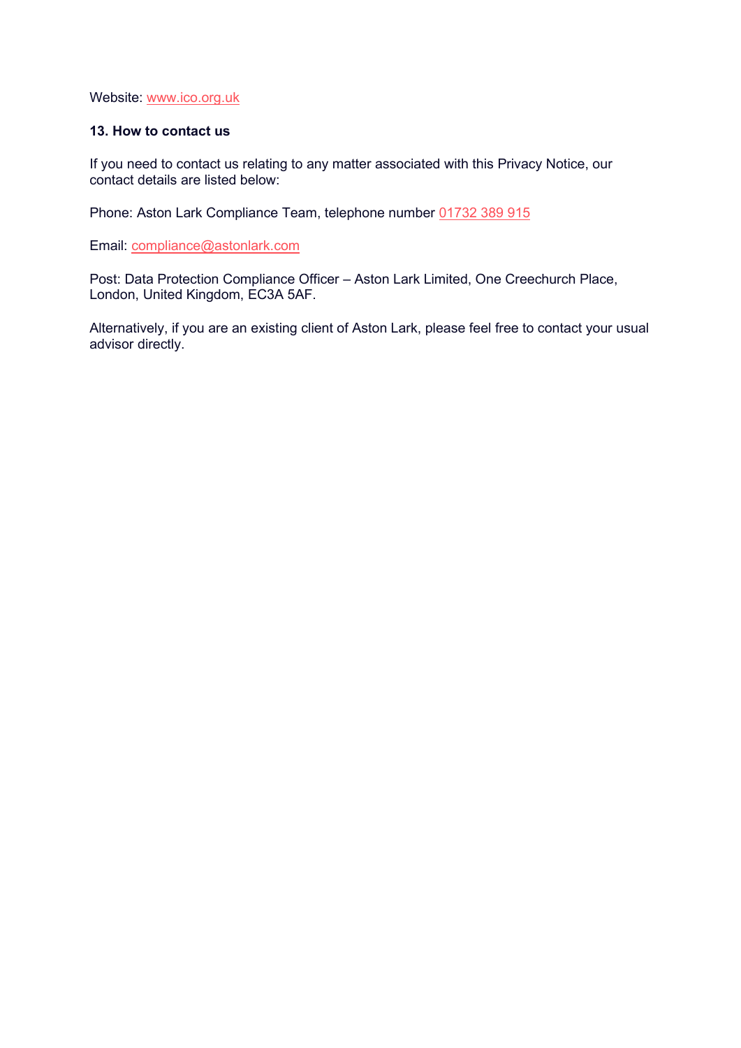Website: www.ico.org.uk

**13. How to contact us**

If you need to contact us relating to any matter associated with this Privacy Notice, our contact details are listed below:

Phone: Aston Lark Compliance Team, telephone number 01732 389 915

Email: compliance@astonlark.com

Post: Data Protection Compliance Officer – Aston Lark Limited, One Creechurch Place, London, United Kingdom, EC3A 5AF.

Alternatively, if you are an existing client of Aston Lark, please feel free to contact your usual advisor directly.